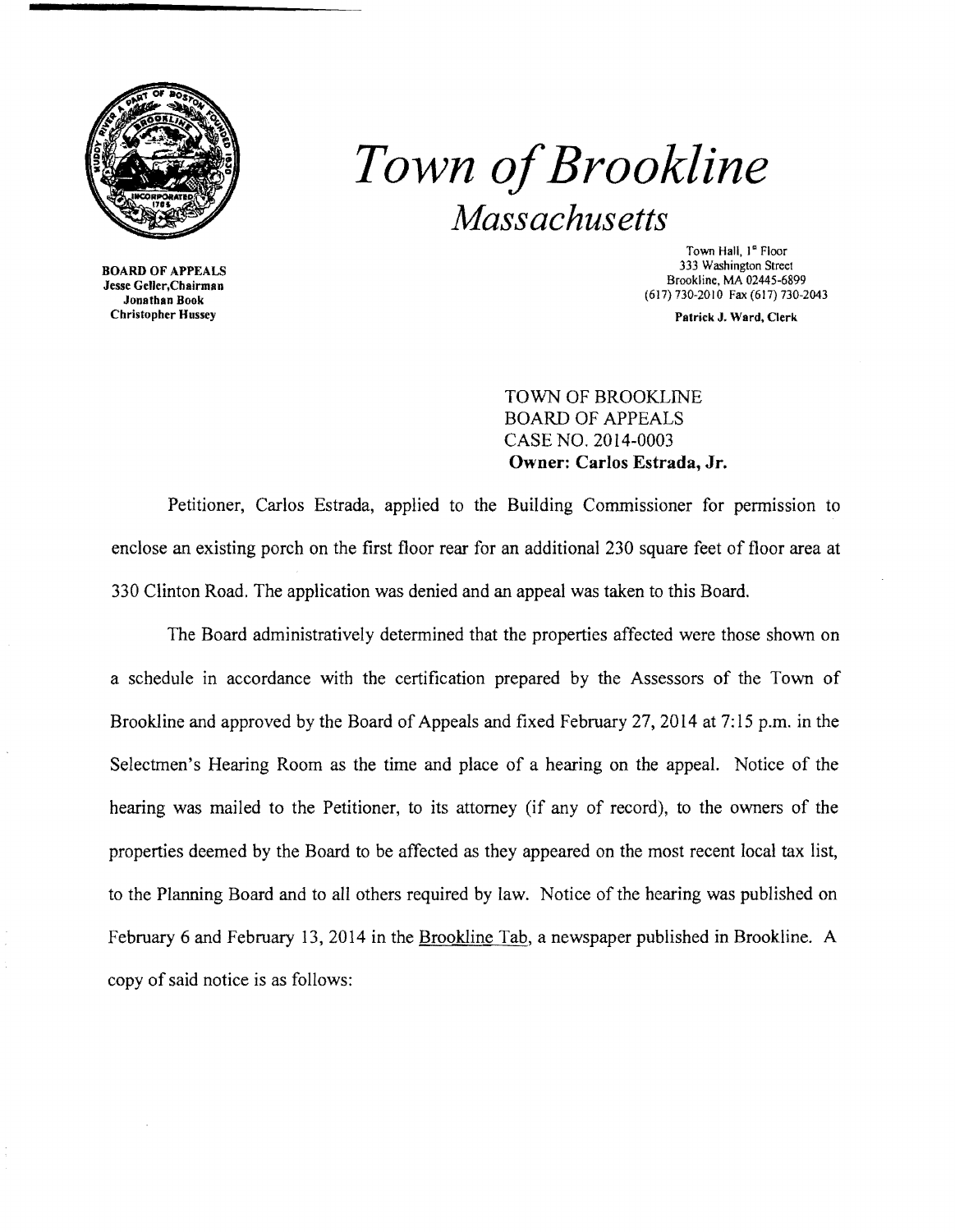# *Town of Brookline*
## *Massachusetts*

**BOARD OF APPEALS**
**Jesse Geller, Chairman**
**Jonathan Book**
**Christopher Hussey**

Town Hall, 1st Floor
333 Washington Street
Brookline, MA 02445-6899
(617) 730-2010 Fax (617) 730-2043

**Patrick J. Ward, Clerk**

TOWN OF BROOKLINE
BOARD OF APPEALS
CASE NO. 2014-0003
**Owner: Carlos Estrada, Jr.**

Petitioner, Carlos Estrada, applied to the Building Commissioner for permission to enclose an existing porch on the first floor rear for an additional 230 square feet of floor area at 330 Clinton Road. The application was denied and an appeal was taken to this Board.

The Board administratively determined that the properties affected were those shown on a schedule in accordance with the certification prepared by the Assessors of the Town of Brookline and approved by the Board of Appeals and fixed February 27, 2014 at 7:15 p.m. in the Selectmen's Hearing Room as the time and place of a hearing on the appeal. Notice of the hearing was mailed to the Petitioner, to its attorney (if any of record), to the owners of the properties deemed by the Board to be affected as they appeared on the most recent local tax list, to the Planning Board and to all others required by law. Notice of the hearing was published on February 6 and February 13, 2014 in the Brookline Tab, a newspaper published in Brookline. A copy of said notice is as follows: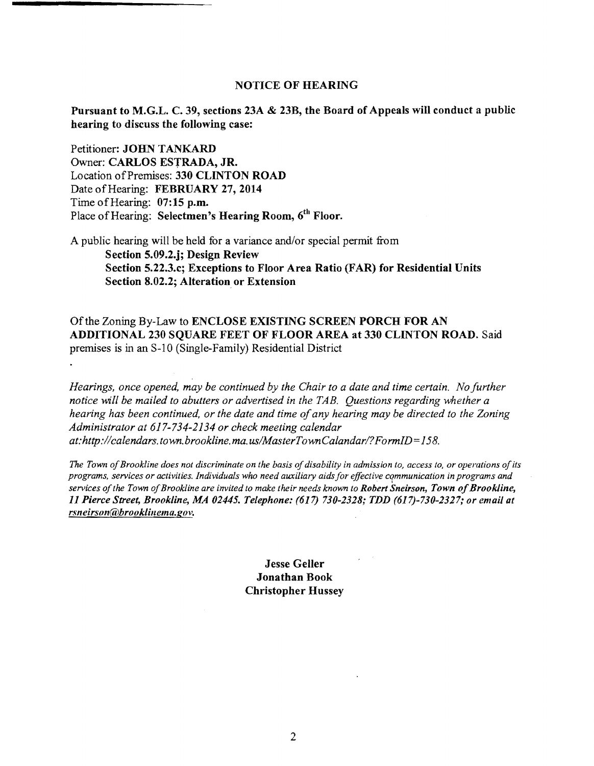## NOTICE OF HEARING

**Pursuant to M.G.L. C. 39, sections 23A & 23B, the Board of Appeals will conduct a public hearing to discuss the following case:**

Petitioner: **JOHN TANKARD**
Owner: **CARLOS ESTRADA, JR.**
Location of Premises: **330 CLINTON ROAD**
Date of Hearing: **FEBRUARY 27, 2014**
Time of Hearing: **07:15 p.m.**
Place of Hearing: **Selectmen's Hearing Room, 6th Floor.**

A public hearing will be held for a variance and/or special permit from

**Section 5.09.2.j; Design Review**
**Section 5.22.3.c; Exceptions to Floor Area Ratio (FAR) for Residential Units**
**Section 8.02.2; Alteration or Extension**

Of the Zoning By-Law to **ENCLOSE EXISTING SCREEN PORCH FOR AN ADDITIONAL 230 SQUARE FEET OF FLOOR AREA at 330 CLINTON ROAD.** Said premises is in an S-10 (Single-Family) Residential District

*Hearings, once opened, may be continued by the Chair to a date and time certain. No further notice will be mailed to abutters or advertised in the TAB. Questions regarding whether a hearing has been continued, or the date and time of any hearing may be directed to the Zoning Administrator at 617-734-2134 or check meeting calendar at:http://calendars.town.brookline.ma.us/MasterTownCalandar/?FormID=158.*

*The Town of Brookline does not discriminate on the basis of disability in admission to, access to, or operations of its programs, services or activities. Individuals who need auxiliary aids for effective communication in programs and services of the Town of Brookline are invited to make their needs known to **Robert Sneirson, Town of Brookline, 11 Pierce Street, Brookline, MA 02445. Telephone: (617) 730-2328; TDD (617)-730-2327; or email at rsneirson@brooklinema.gov.***

**Jesse Geller**
**Jonathan Book**
**Christopher Hussey**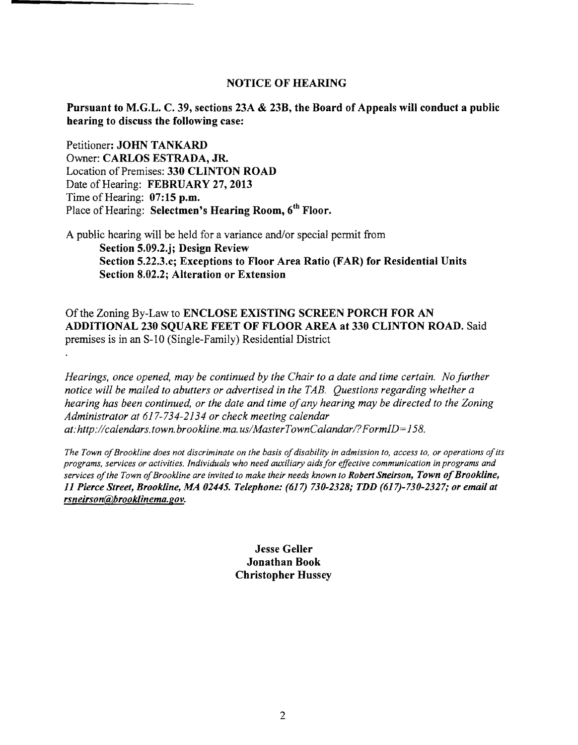## NOTICE OF HEARING

**Pursuant to M.G.L. C. 39, sections 23A & 23B, the Board of Appeals will conduct a public hearing to discuss the following case:**

Petitioner: **JOHN TANKARD**
Owner: **CARLOS ESTRADA, JR.**
Location of Premises: **330 CLINTON ROAD**
Date of Hearing: **FEBRUARY 27, 2013**
Time of Hearing: **07:15 p.m.**
Place of Hearing: **Selectmen's Hearing Room, 6th Floor.**

A public hearing will be held for a variance and/or special permit from

**Section 5.09.2.j; Design Review**
**Section 5.22.3.c; Exceptions to Floor Area Ratio (FAR) for Residential Units**
**Section 8.02.2; Alteration or Extension**

Of the Zoning By-Law to **ENCLOSE EXISTING SCREEN PORCH FOR AN ADDITIONAL 230 SQUARE FEET OF FLOOR AREA at 330 CLINTON ROAD.** Said premises is in an S-10 (Single-Family) Residential District

*Hearings, once opened, may be continued by the Chair to a date and time certain. No further notice will be mailed to abutters or advertised in the TAB. Questions regarding whether a hearing has been continued, or the date and time of any hearing may be directed to the Zoning Administrator at 617-734-2134 or check meeting calendar at: http://calendars.town.brookline.ma.us/MasterTownCalandar/?FormID=158.*

*The Town of Brookline does not discriminate on the basis of disability in admission to, access to, or operations of its programs, services or activities. Individuals who need auxiliary aids for effective communication in programs and services of the Town of Brookline are invited to make their needs known to* ***Robert Sneirson, Town of Brookline, 11 Pierce Street, Brookline, MA 02445. Telephone: (617) 730-2328; TDD (617)-730-2327; or email at rsneirson@brooklinema.gov.***

**Jesse Geller**
**Jonathan Book**
**Christopher Hussey**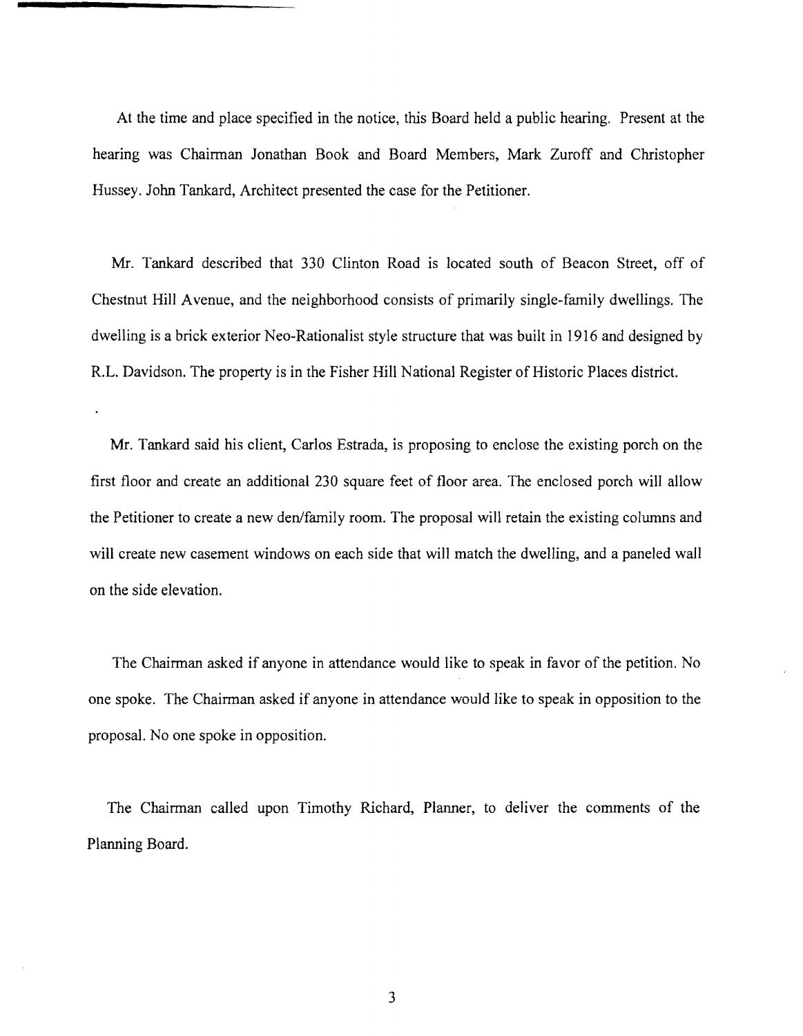At the time and place specified in the notice, this Board held a public hearing. Present at the hearing was Chairman Jonathan Book and Board Members, Mark Zuroff and Christopher Hussey. John Tankard, Architect presented the case for the Petitioner.

Mr. Tankard described that 330 Clinton Road is located south of Beacon Street, off of Chestnut Hill Avenue, and the neighborhood consists of primarily single-family dwellings. The dwelling is a brick exterior Neo-Rationalist style structure that was built in 1916 and designed by R.L. Davidson. The property is in the Fisher Hill National Register of Historic Places district.

Mr. Tankard said his client, Carlos Estrada, is proposing to enclose the existing porch on the first floor and create an additional 230 square feet of floor area. The enclosed porch will allow the Petitioner to create a new den/family room. The proposal will retain the existing columns and will create new casement windows on each side that will match the dwelling, and a paneled wall on the side elevation.

The Chairman asked if anyone in attendance would like to speak in favor of the petition. No one spoke. The Chairman asked if anyone in attendance would like to speak in opposition to the proposal. No one spoke in opposition.

The Chairman called upon Timothy Richard, Planner, to deliver the comments of the Planning Board.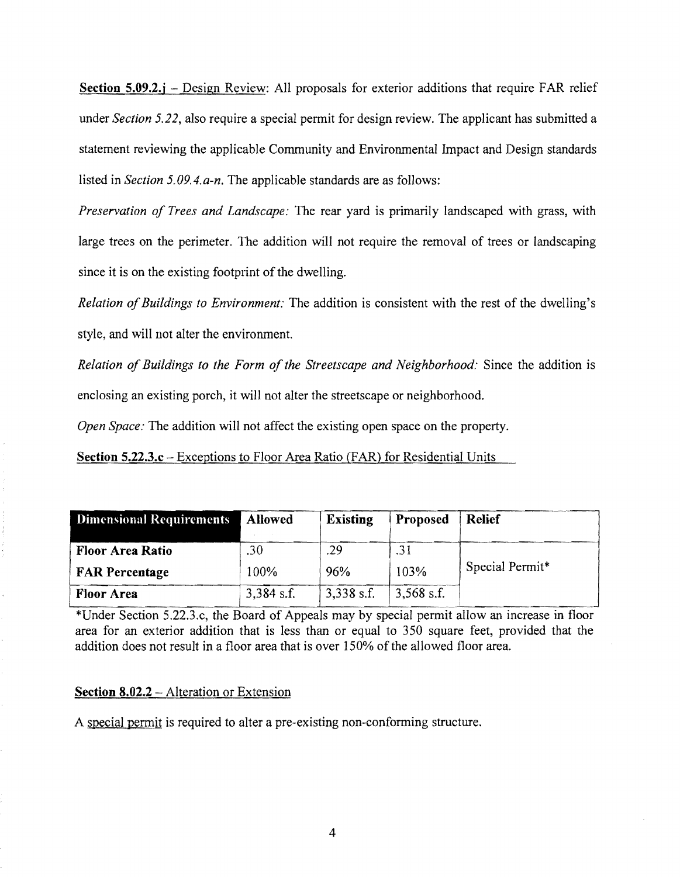**Section 5.09.2.j** – Design Review: All proposals for exterior additions that require FAR relief under *Section 5.22*, also require a special permit for design review. The applicant has submitted a statement reviewing the applicable Community and Environmental Impact and Design standards listed in *Section 5.09.4.a-n*. The applicable standards are as follows:

*Preservation of Trees and Landscape:* The rear yard is primarily landscaped with grass, with large trees on the perimeter. The addition will not require the removal of trees or landscaping since it is on the existing footprint of the dwelling.

*Relation of Buildings to Environment:* The addition is consistent with the rest of the dwelling's style, and will not alter the environment.

*Relation of Buildings to the Form of the Streetscape and Neighborhood:* Since the addition is enclosing an existing porch, it will not alter the streetscape or neighborhood.

*Open Space:* The addition will not affect the existing open space on the property.

**Section 5.22.3.c** – Exceptions to Floor Area Ratio (FAR) for Residential Units

| Dimensional Requirements | Allowed | Existing | Proposed | Relief |
|---|---|---|---|---|
| **Floor Area Ratio** | .30 | .29 | .31 | Special Permit* |
| **FAR Percentage** | 100% | 96% | 103% | |
| **Floor Area** | 3,384 s.f. | 3,338 s.f. | 3,568 s.f. | |

*Under Section 5.22.3.c, the Board of Appeals may by special permit allow an increase in floor area for an exterior addition that is less than or equal to 350 square feet, provided that the addition does not result in a floor area that is over 150% of the allowed floor area.

**Section 8.02.2** – Alteration or Extension

A special permit is required to alter a pre-existing non-conforming structure.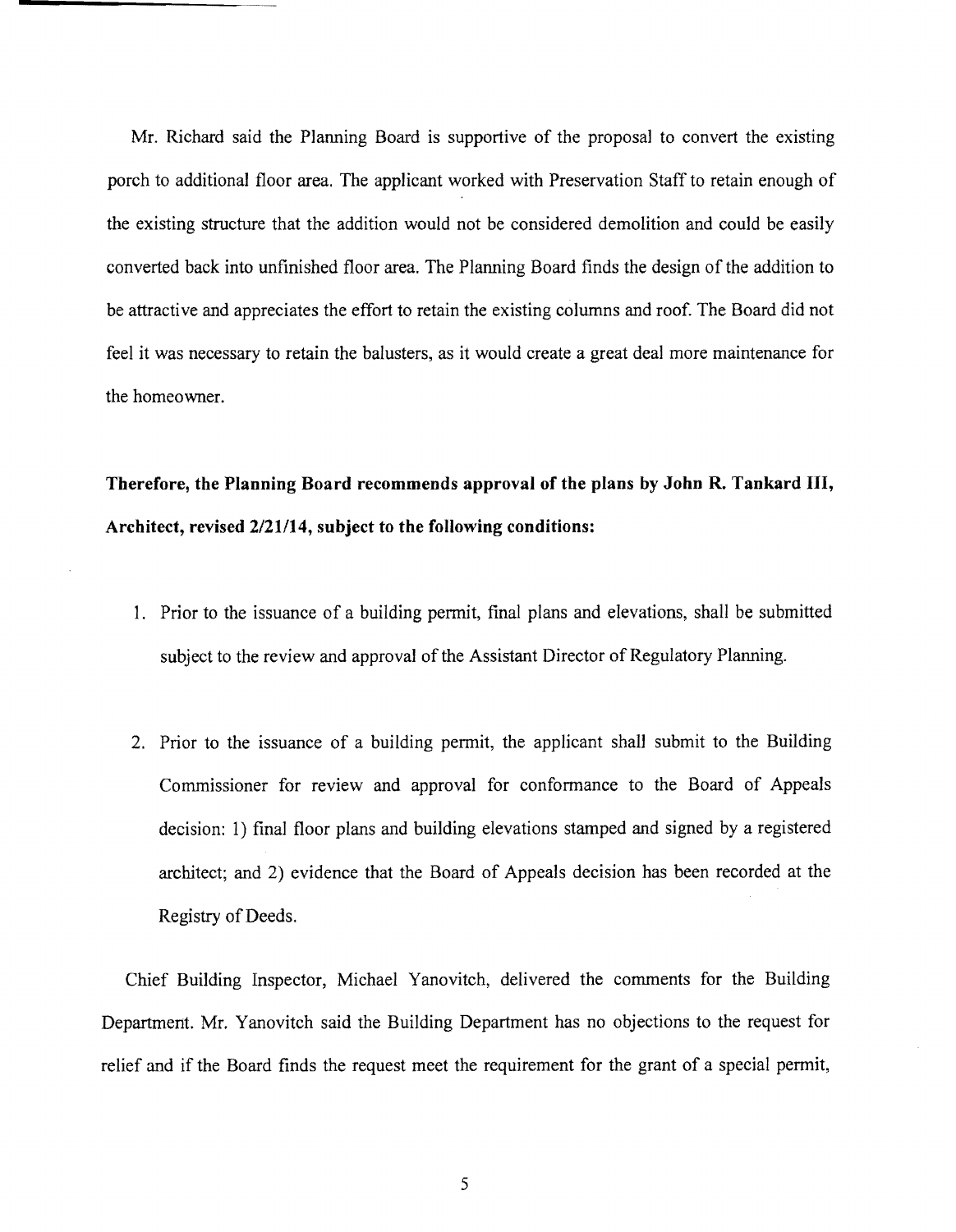Mr. Richard said the Planning Board is supportive of the proposal to convert the existing porch to additional floor area. The applicant worked with Preservation Staff to retain enough of the existing structure that the addition would not be considered demolition and could be easily converted back into unfinished floor area. The Planning Board finds the design of the addition to be attractive and appreciates the effort to retain the existing columns and roof. The Board did not feel it was necessary to retain the balusters, as it would create a great deal more maintenance for the homeowner.

**Therefore, the Planning Board recommends approval of the plans by John R. Tankard III, Architect, revised 2/21/14, subject to the following conditions:**

1. Prior to the issuance of a building permit, final plans and elevations, shall be submitted subject to the review and approval of the Assistant Director of Regulatory Planning.

2. Prior to the issuance of a building permit, the applicant shall submit to the Building Commissioner for review and approval for conformance to the Board of Appeals decision: 1) final floor plans and building elevations stamped and signed by a registered architect; and 2) evidence that the Board of Appeals decision has been recorded at the Registry of Deeds.

Chief Building Inspector, Michael Yanovitch, delivered the comments for the Building Department. Mr. Yanovitch said the Building Department has no objections to the request for relief and if the Board finds the request meet the requirement for the grant of a special permit,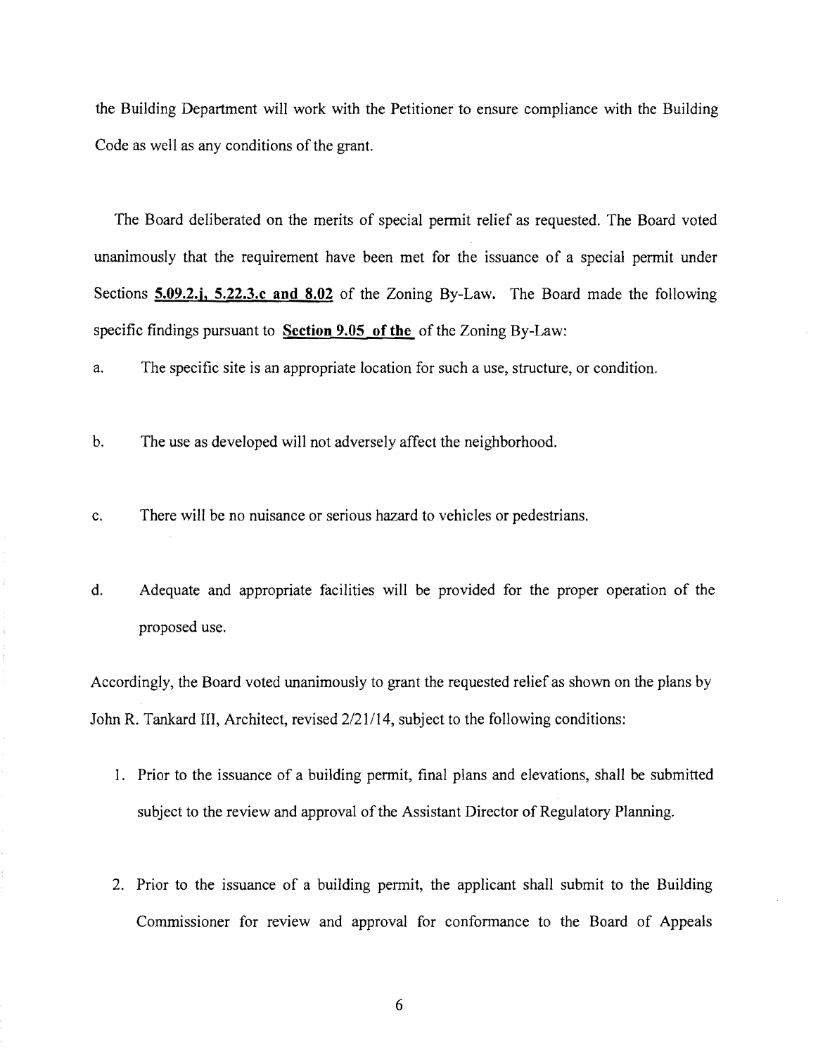the Building Department will work with the Petitioner to ensure compliance with the Building Code as well as any conditions of the grant.

The Board deliberated on the merits of special permit relief as requested. The Board voted unanimously that the requirement have been met for the issuance of a special permit under Sections **5.09.2.j, 5.22.3.c and 8.02** of the Zoning By-Law. The Board made the following specific findings pursuant to **Section 9.05 of the** of the Zoning By-Law:

a. The specific site is an appropriate location for such a use, structure, or condition.

b. The use as developed will not adversely affect the neighborhood.

c. There will be no nuisance or serious hazard to vehicles or pedestrians.

d. Adequate and appropriate facilities will be provided for the proper operation of the proposed use.

Accordingly, the Board voted unanimously to grant the requested relief as shown on the plans by John R. Tankard III, Architect, revised 2/21/14, subject to the following conditions:

1. Prior to the issuance of a building permit, final plans and elevations, shall be submitted subject to the review and approval of the Assistant Director of Regulatory Planning.

2. Prior to the issuance of a building permit, the applicant shall submit to the Building Commissioner for review and approval for conformance to the Board of Appeals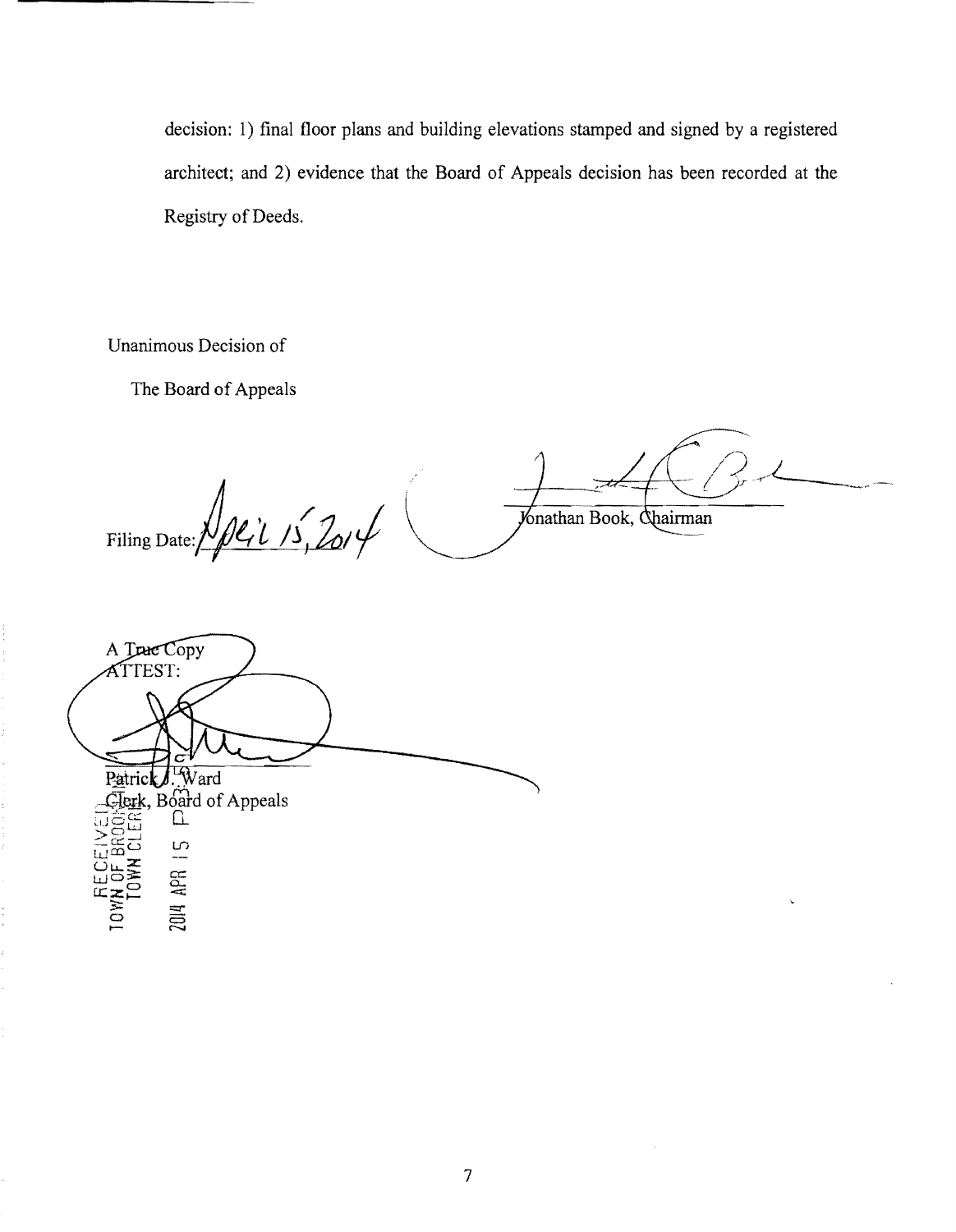decision: 1) final floor plans and building elevations stamped and signed by a registered architect; and 2) evidence that the Board of Appeals decision has been recorded at the Registry of Deeds.

Unanimous Decision of

The Board of Appeals

Filing Date: April 15, 2014

Jonathan Book, Chairman

A True Copy
ATTEST:

Patrick J. Ward
Clerk, Board of Appeals

RECEIVED
TOWN OF BROOKLINE
TOWN CLERK
2014 APR 15 P 3: